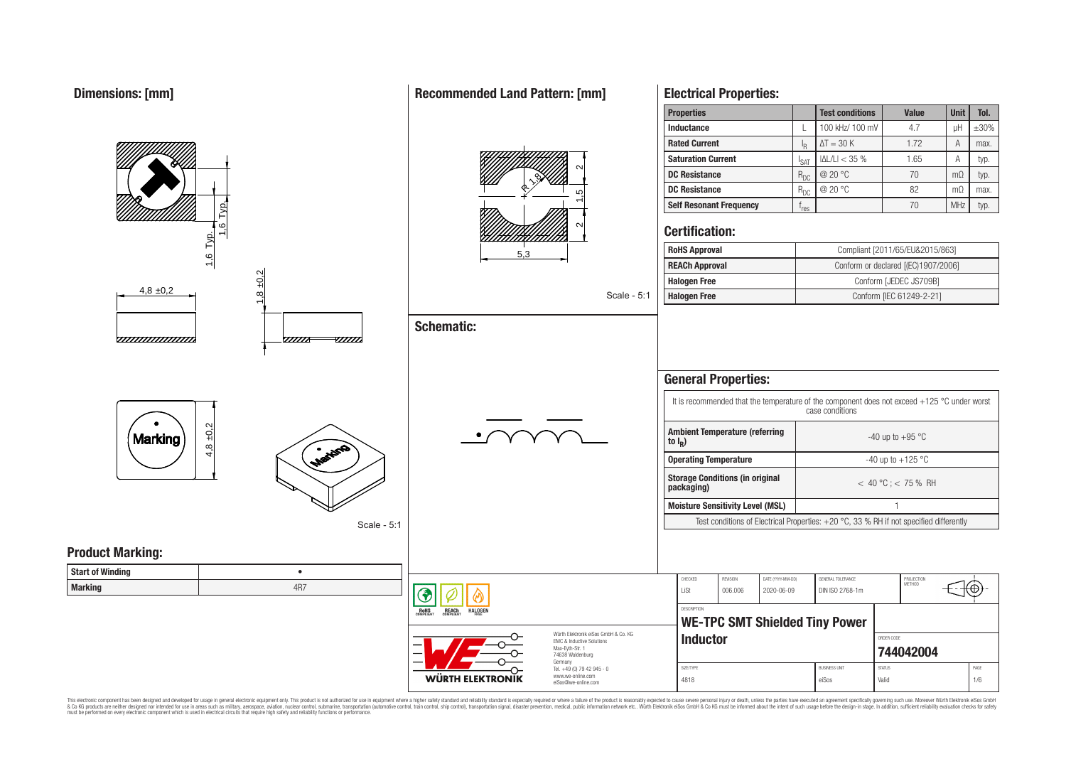## Dimensions: [mm]

4,8 ±0,2

1,8 ±0,2

1,6 Typ.

1,6 Typ.

4,8 ±0,2

Marking

Scale - 5:1

## Recommended Land Pattern: [mm]

R 1,8

5,3

2

1,5

2

Scale - 5:1

## Schematic:

## Electrical Properties:

| Properties | | Test conditions | Value | Unit | Tol. |
|---|---|---|---|---|---|
| Inductance | L | 100 kHz/ 100 mV | 4.7 | µH | ±30% |
| Rated Current | $I_R$ | ΔT = 30 K | 1.72 | A | max. |
| Saturation Current | $I_{SAT}$ | \|ΔL/L\| < 35 % | 1.65 | A | typ. |
| DC Resistance | $R_{DC}$ | @ 20 °C | 70 | mΩ | typ. |
| DC Resistance | $R_{DC}$ | @ 20 °C | 82 | mΩ | max. |
| Self Resonant Frequency | $f_{res}$ | | 70 | MHz | typ. |

## Certification:

| | |
|---|---|
| RoHS Approval | Compliant [2011/65/EU&2015/863] |
| REACh Approval | Conform or declared [(EC)1907/2006] |
| Halogen Free | Conform [JEDEC JS709B] |
| Halogen Free | Conform [IEC 61249-2-21] |

## General Properties:

It is recommended that the temperature of the component does not exceed +125 °C under worst case conditions

| | |
|---|---|
| Ambient Temperature (referring to $I_R$) | -40 up to +95 °C |
| Operating Temperature | -40 up to +125 °C |
| Storage Conditions (in original packaging) | < 40 °C ; < 75 % RH |
| Moisture Sensitivity Level (MSL) | 1 |

Test conditions of Electrical Properties: +20 °C, 33 % RH if not specified differently

## Product Marking:

| | |
|---|---|
| Start of Winding | • |
| Marking | 4R7 |

RoHS COMPLIANT REACh COMPLIANT HALOGEN FREE

Würth Elektronik eiSos GmbH & Co. KG
EMC & Inductive Solutions
Max-Eyth-Str. 1
74638 Waldenburg
Germany
Tel. +49 (0) 79 42 945 - 0
www.we-online.com
eiSos@we-online.com

WÜRTH ELEKTRONIK

| CHECKED | REVISION | DATE (YYYY-MM-DD) | GENERAL TOLERANCE | PROJECTION METHOD |
|---|---|---|---|---|
| LiSt | 006.006 | 2020-06-09 | DIN ISO 2768-1m | |

DESCRIPTION

**WE-TPC SMT Shielded Tiny Power Inductor**

ORDER CODE: **744042004**

| SIZE/TYPE | BUSINESS UNIT | STATUS | PAGE |
|---|---|---|---|
| 4818 | eiSos | Valid | 1/6 |

This electronic component has been designed and developed for usage in general electronic equipment only. This product is not authorized for use in equipment where a higher safety standard and reliability standard is especially required or where a failure of the product is reasonably expected to cause severe personal injury or death, unless the parties have executed an agreement specifically governing such use. Moreover Würth Elektronik eiSos GmbH & Co KG products are neither designed nor intended for use in areas such as military, aerospace, aviation, nuclear control, submarine, transportation (automotive control, train control, ship control), transportation signal, disaster prevention, medical, public information network etc.. Würth Elektronik eiSos GmbH & Co KG must be informed about the intent of such usage before the design-in stage. In addition, sufficient reliability evaluation checks for safety must be performed on every electronic component which is used in electrical circuits that require high safety and reliability functions or performance.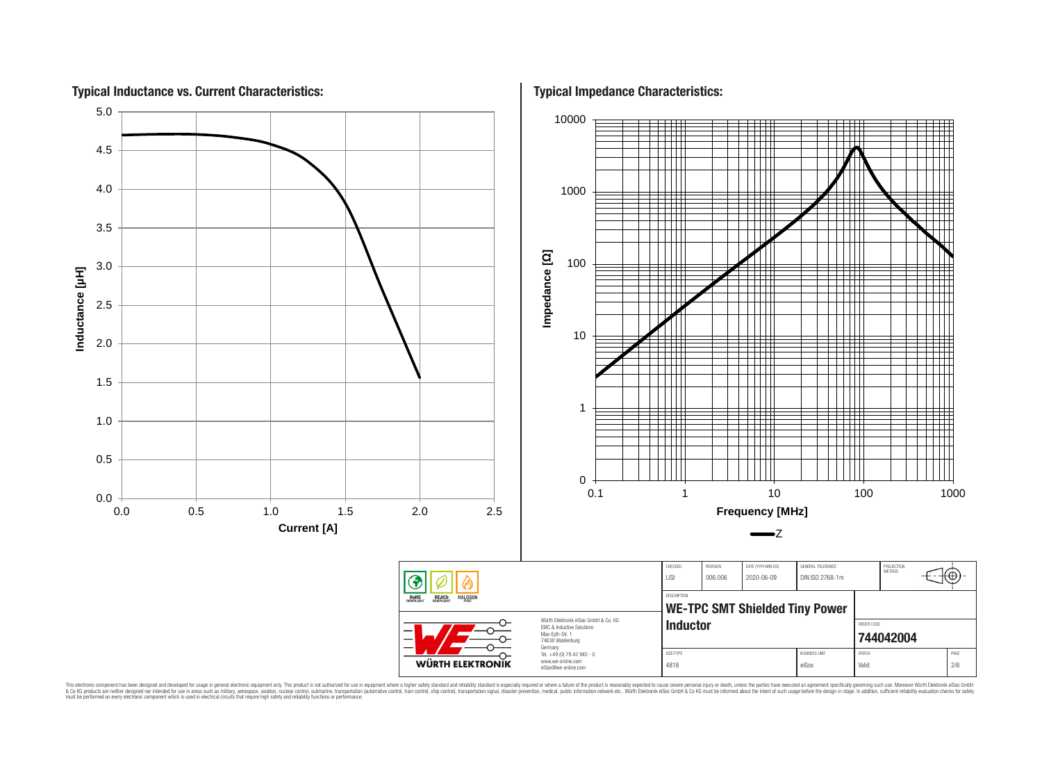## Typical Inductance vs. Current Characteristics:

Inductance [µH] (0.0 – 5.0) vs. Current [A] (0.0 – 2.5)

## Typical Impedance Characteristics:

Impedance [Ω] (0 – 10000) vs. Frequency [MHz] (0.1 – 1000)

Z

| CHECKED | REVISION | DATE (YYYY-MM-DD) | GENERAL TOLERANCE | PROJECTION METHOD |
|---|---|---|---|---|
| LiSt | 006.006 | 2020-06-09 | DIN ISO 2768-1m | |

RoHS COMPLIANT | REACh COMPLIANT | HALOGEN FREE

WÜRTH ELEKTRONIK

Würth Elektronik eiSos GmbH & Co. KG
EMC & Inductive Solutions
Max-Eyth-Str. 1
74638 Waldenburg
Germany
Tel. +49 (0) 79 42 945 - 0
www.we-online.com
eiSos@we-online.com

DESCRIPTION

**WE-TPC SMT Shielded Tiny Power Inductor**

ORDER CODE

**744042004**

| SIZE/TYPE | BUSINESS UNIT | STATUS | PAGE |
|---|---|---|---|
| 4818 | eiSos | Valid | 2/6 |

This electronic component has been designed and developed for usage in general electronic equipment only. This product is not authorized for use in equipment where a higher safety standard and reliability standard is especially required or where a failure of the product is reasonably expected to cause severe personal injury or death, unless the parties have executed an agreement specifically governing such use. Moreover Würth Elektronik eiSos GmbH & Co KG products are neither designed nor intended for use in areas such as military, aerospace, aviation, nuclear control, submarine, transportation (automotive control, train control, ship control), transportation signal, disaster prevention, medical, public information network etc.. Würth Elektronik eiSos GmbH & Co KG must be informed about the intent of such usage before the design-in stage. In addition, sufficient reliability evaluation checks for safety must be performed on every electronic component which is used in electrical circuits that require high safety and reliability functions or performance.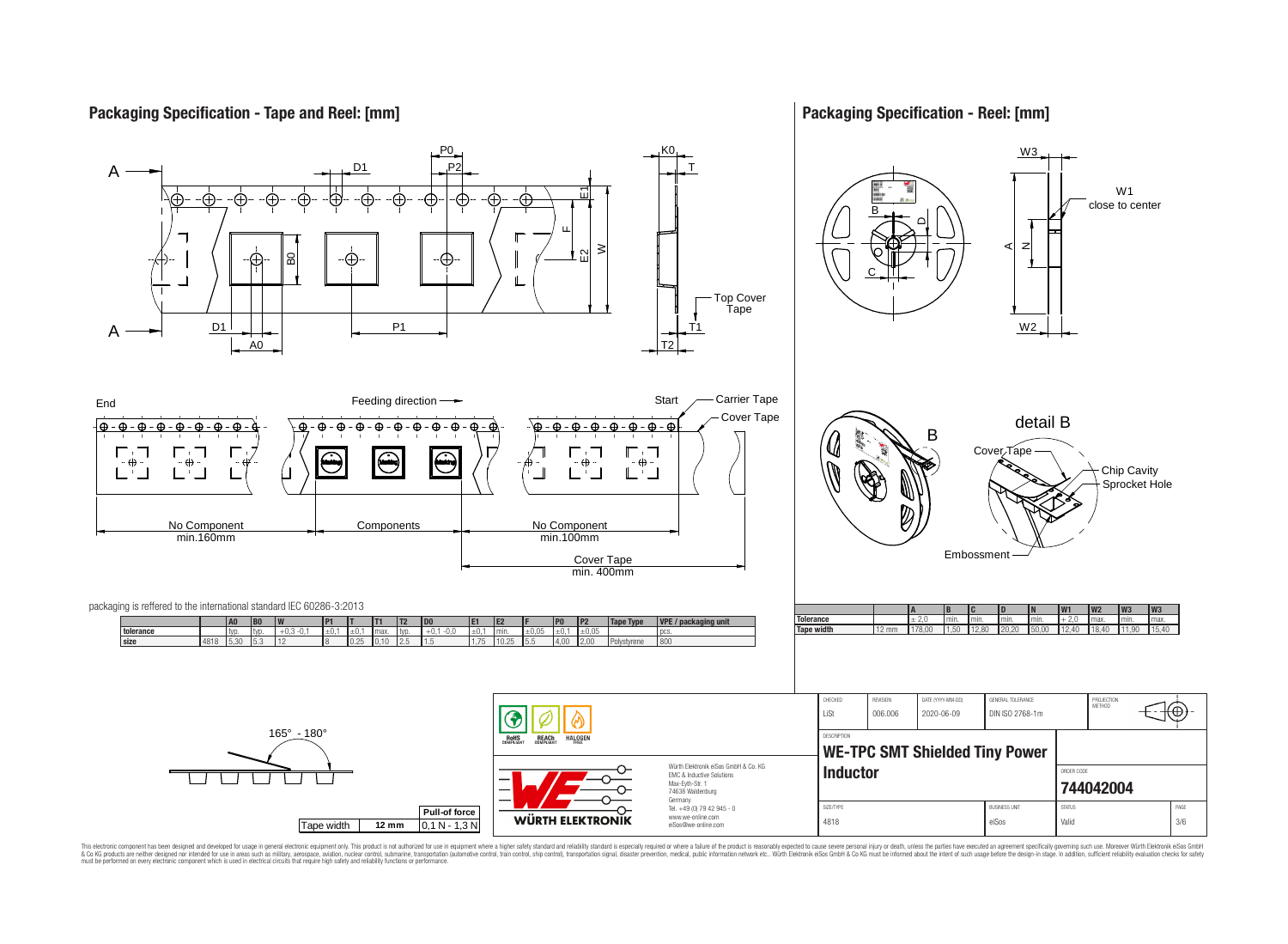## Packaging Specification - Tape and Reel: [mm]

A — D1 — P0 — P2 — K0 — T — E1 — F — E2 — W — B0 — Top Cover Tape — T1 — T2 — D1 — P1 — A0

End — Feeding direction — Start — Carrier Tape — Cover Tape

No Component min.160mm — Components — No Component min.100mm — Cover Tape min. 400mm

packaging is reffered to the international standard IEC 60286-3:2013

| | | A0 | B0 | W | P1 | T | T1 | T2 | D0 | E1 | E2 | F | P0 | P2 | Tape Type | VPE / packaging unit |
|---|---|---|---|---|---|---|---|---|---|---|---|---|---|---|---|---|
| tolerance | | typ. | typ. | +0,3 -0,1 | ±0,1 | ±0,1 | max. | typ. | +0,1 -0,0 | ±0,1 | min. | ±0,05 | ±0,1 | ±0,05 | | pcs. |
| size | 4818 | 5,30 | 5,3 | 12 | 8 | 0,25 | 0,10 | 2,5 | 1,5 | 1,75 | 10,25 | 5,5 | 4,00 | 2,00 | Polystyrene | 800 |

165° - 180°

| Tape width | Pull-of force |
|---|---|
| 12 mm | 0,1 N - 1,3 N |

## Packaging Specification - Reel: [mm]

W3 — W1 close to center — B — D — C — A — N — W2

detail B — Cover Tape — Chip Cavity — Sprocket Hole — Embossment

| | | A | B | C | D | N | W1 | W2 | W3 | W3 |
|---|---|---|---|---|---|---|---|---|---|---|
| Tolerance | | ± 2,0 | min. | min. | min. | min. | + 2,0 | max. | min. | max. |
| Tape width | 12 mm | 178,00 | 1,50 | 12,80 | 20,20 | 50,00 | 12,40 | 18,40 | 11,90 | 15,40 |

| CHECKED | REVISION | DATE (YYYY-MM-DD) | GENERAL TOLERANCE | PROJECTION METHOD |
|---|---|---|---|---|
| LiSt | 006.006 | 2020-06-09 | DIN ISO 2768-1m | |

DESCRIPTION: **WE-TPC SMT Shielded Tiny Power Inductor**

ORDER CODE: **744042004**

| SIZE/TYPE | BUSINESS UNIT | STATUS | PAGE |
|---|---|---|---|
| 4818 | eiSos | Valid | 3/6 |

RoHS COMPLIANT — REACh COMPLIANT — HALOGEN FREE

WÜRTH ELEKTRONIK

Würth Elektronik eiSos GmbH & Co. KG
EMC & Inductive Solutions
Max-Eyth-Str. 1
74638 Waldenburg
Germany
Tel. +49 (0) 79 42 945 - 0
www.we-online.com
eiSos@we-online.com

This electronic component has been designed and developed for usage in general electronic equipment only. This product is not authorized for use in equipment where a higher safety standard and reliability standard is especially required or where a failure of the product is reasonably expected to cause severe personal injury or death, unless the parties have executed an agreement specifically governing such use. Moreover Würth Elektronik eiSos GmbH & Co KG products are neither designed nor intended for use in areas such as military, aerospace, aviation, nuclear control, submarine, transportation (automotive control, train control, ship control), transportation signal, disaster prevention, medical, public information network etc.. Würth Elektronik eiSos GmbH & Co KG must be informed about the intent of such usage before the design-in stage. In addition, sufficient reliability evaluation checks for safety must be performed on every electronic component which is used in electrical circuits that require high safety and reliability functions or performance.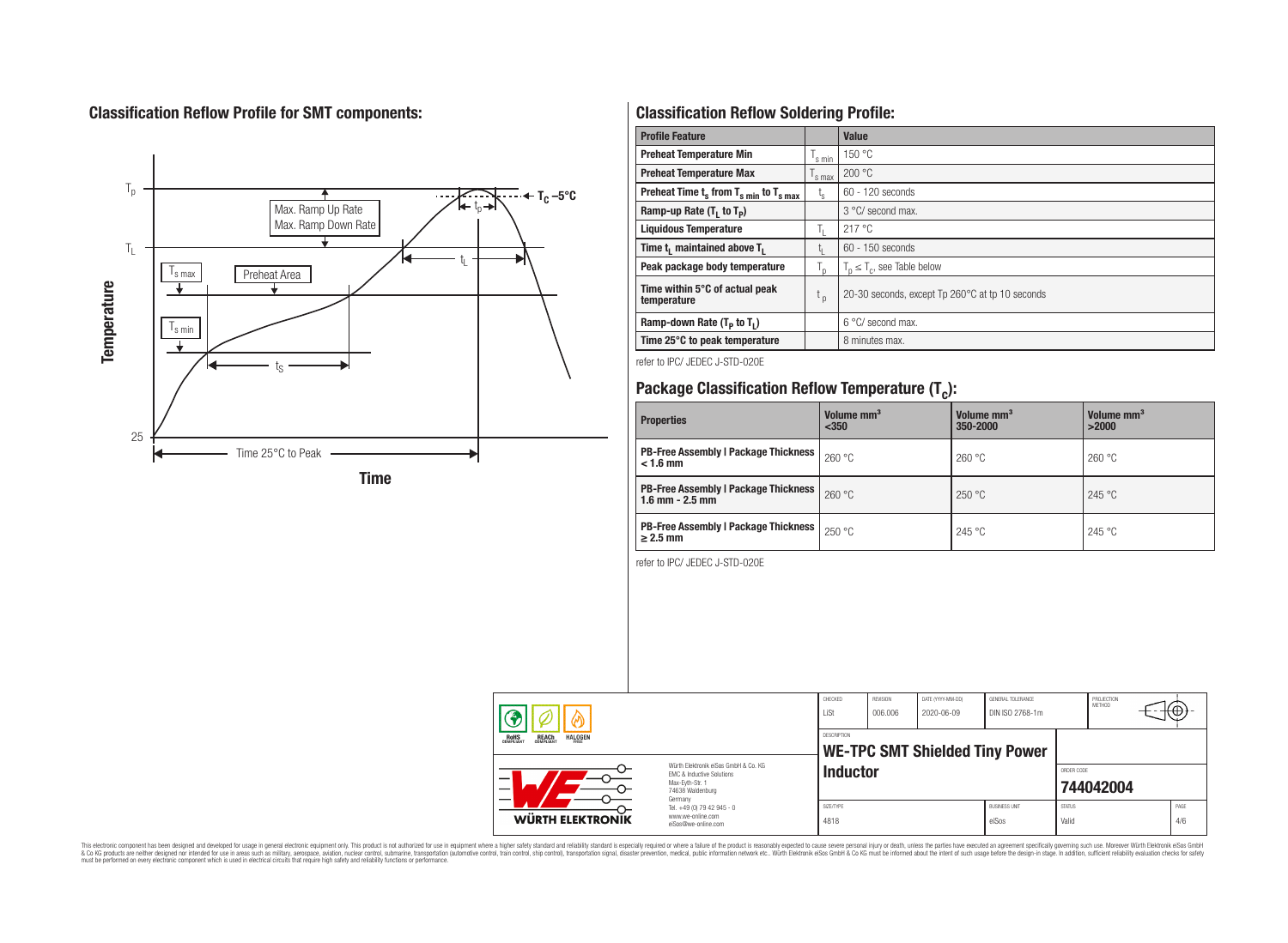## Classification Reflow Profile for SMT components:

Temperature

$T_p$

$T_L$

$T_{s\,max}$

$T_{s\,min}$

25

Max. Ramp Up Rate

Max. Ramp Down Rate

Preheat Area

$t_p$

$T_C$ –5°C

$t_L$

$t_S$

Time 25°C to Peak

Time

## Classification Reflow Soldering Profile:

| Profile Feature | | Value |
|---|---|---|
| Preheat Temperature Min | $T_{s\,min}$ | 150 °C |
| Preheat Temperature Max | $T_{s\,max}$ | 200 °C |
| Preheat Time $t_s$ from $T_{s\,min}$ to $T_{s\,max}$ | $t_s$ | 60 - 120 seconds |
| Ramp-up Rate ($T_L$ to $T_P$) | | 3 °C/ second max. |
| Liquidous Temperature | $T_L$ | 217 °C |
| Time $t_L$ maintained above $T_L$ | $t_L$ | 60 - 150 seconds |
| Peak package body temperature | $T_p$ | $T_p \leq T_c$, see Table below |
| Time within 5°C of actual peak temperature | $t_p$ | 20-30 seconds, except Tp 260°C at tp 10 seconds |
| Ramp-down Rate ($T_P$ to $T_L$) | | 6 °C/ second max. |
| Time 25°C to peak temperature | | 8 minutes max. |

refer to IPC/ JEDEC J-STD-020E

## Package Classification Reflow Temperature ($T_C$):

| Properties | Volume mm³ <350 | Volume mm³ 350-2000 | Volume mm³ >2000 |
|---|---|---|---|
| PB-Free Assembly \| Package Thickness < 1.6 mm | 260 °C | 260 °C | 260 °C |
| PB-Free Assembly \| Package Thickness 1.6 mm - 2.5 mm | 260 °C | 250 °C | 245 °C |
| PB-Free Assembly \| Package Thickness ≥ 2.5 mm | 250 °C | 245 °C | 245 °C |

refer to IPC/ JEDEC J-STD-020E

| CHECKED | REVISION | DATE (YYYY-MM-DD) | GENERAL TOLERANCE | PROJECTION METHOD |
|---|---|---|---|---|
| LiSt | 006.006 | 2020-06-09 | DIN ISO 2768-1m | |

RoHS COMPLIANT · REACh COMPLIANT · HALOGEN FREE

WÜRTH ELEKTRONIK

Würth Elektronik eiSos GmbH & Co. KG
EMC & Inductive Solutions
Max-Eyth-Str. 1
74638 Waldenburg
Germany
Tel. +49 (0) 79 42 945 - 0
www.we-online.com
eiSos@we-online.com

DESCRIPTION: **WE-TPC SMT Shielded Tiny Power Inductor**

ORDER CODE: **744042004**

| SIZE/TYPE | BUSINESS UNIT | STATUS | PAGE |
|---|---|---|---|
| 4818 | eiSos | Valid | 4/6 |

This electronic component has been designed and developed for usage in general electronic equipment only. This product is not authorized for use in equipment where a higher safety standard and reliability standard is especially required or where a failure of the product is reasonably expected to cause severe personal injury or death, unless the parties have executed an agreement specifically governing such use. Moreover Würth Elektronik eiSos GmbH & Co KG products are neither designed nor intended for use in areas such as military, aerospace, aviation, nuclear control, submarine, transportation (automotive control, train control, ship control), transportation signal, disaster prevention, medical, public information network etc.. Würth Elektronik eiSos GmbH & Co KG must be informed about the intent of such usage before the design-in stage. In addition, sufficient reliability evaluation checks for safety must be performed on every electronic component which is used in electrical circuits that require high safety and reliability functions or performance.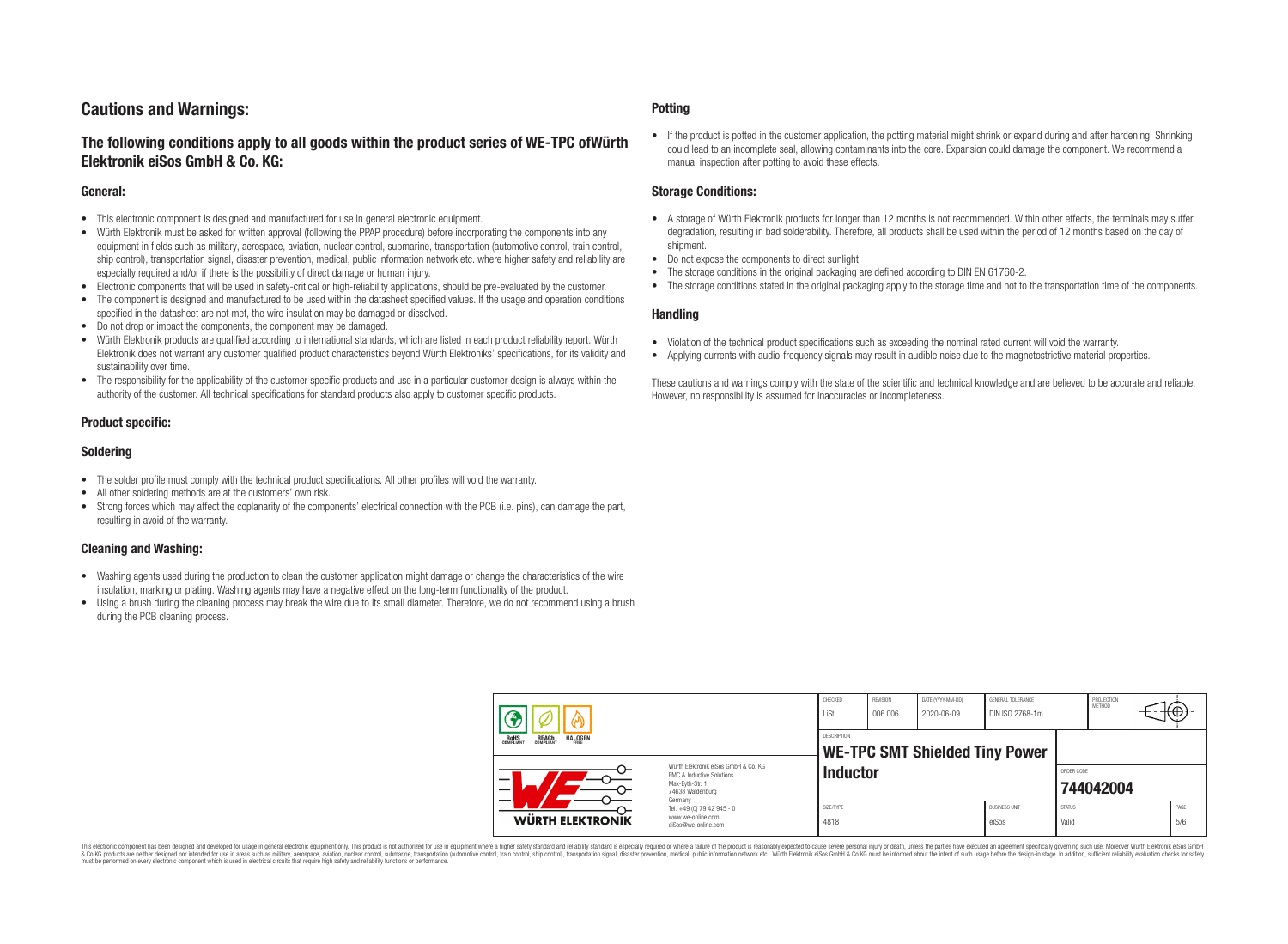## Cautions and Warnings:

### The following conditions apply to all goods within the product series of WE-TPC ofWürth Elektronik eiSos GmbH & Co. KG:

#### General:

- This electronic component is designed and manufactured for use in general electronic equipment.
- Würth Elektronik must be asked for written approval (following the PPAP procedure) before incorporating the components into any equipment in fields such as military, aerospace, aviation, nuclear control, submarine, transportation (automotive control, train control, ship control), transportation signal, disaster prevention, medical, public information network etc. where higher safety and reliability are especially required and/or if there is the possibility of direct damage or human injury.
- Electronic components that will be used in safety-critical or high-reliability applications, should be pre-evaluated by the customer.
- The component is designed and manufactured to be used within the datasheet specified values. If the usage and operation conditions specified in the datasheet are not met, the wire insulation may be damaged or dissolved.
- Do not drop or impact the components, the component may be damaged.
- Würth Elektronik products are qualified according to international standards, which are listed in each product reliability report. Würth Elektronik does not warrant any customer qualified product characteristics beyond Würth Elektroniks' specifications, for its validity and sustainability over time.
- The responsibility for the applicability of the customer specific products and use in a particular customer design is always within the authority of the customer. All technical specifications for standard products also apply to customer specific products.

#### Product specific:

#### Soldering

- The solder profile must comply with the technical product specifications. All other profiles will void the warranty.
- All other soldering methods are at the customers' own risk.
- Strong forces which may affect the coplanarity of the components' electrical connection with the PCB (i.e. pins), can damage the part, resulting in avoid of the warranty.

#### Cleaning and Washing:

- Washing agents used during the production to clean the customer application might damage or change the characteristics of the wire insulation, marking or plating. Washing agents may have a negative effect on the long-term functionality of the product.
- Using a brush during the cleaning process may break the wire due to its small diameter. Therefore, we do not recommend using a brush during the PCB cleaning process.

#### Potting

- If the product is potted in the customer application, the potting material might shrink or expand during and after hardening. Shrinking could lead to an incomplete seal, allowing contaminants into the core. Expansion could damage the component. We recommend a manual inspection after potting to avoid these effects.

#### Storage Conditions:

- A storage of Würth Elektronik products for longer than 12 months is not recommended. Within other effects, the terminals may suffer degradation, resulting in bad solderability. Therefore, all products shall be used within the period of 12 months based on the day of shipment.
- Do not expose the components to direct sunlight.
- The storage conditions in the original packaging are defined according to DIN EN 61760-2.
- The storage conditions stated in the original packaging apply to the storage time and not to the transportation time of the components.

#### Handling

- Violation of the technical product specifications such as exceeding the nominal rated current will void the warranty.
- Applying currents with audio-frequency signals may result in audible noise due to the magnetostrictive material properties.

These cautions and warnings comply with the state of the scientific and technical knowledge and are believed to be accurate and reliable. However, no responsibility is assumed for inaccuracies or incompleteness.

| CHECKED | REVISION | DATE (YYYY-MM-DD) | GENERAL TOLERANCE | PROJECTION METHOD |
|---|---|---|---|---|
| LiSt | 006.006 | 2020-06-09 | DIN ISO 2768-1m | |

| DESCRIPTION | ORDER CODE |
|---|---|
| WE-TPC SMT Shielded Tiny Power Inductor | 744042004 |

| SIZE/TYPE | BUSINESS UNIT | STATUS | PAGE |
|---|---|---|---|
| 4818 | eiSos | Valid | 5/6 |

Würth Elektronik eiSos GmbH & Co. KG
EMC & Inductive Solutions
Max-Eyth-Str. 1
74638 Waldenburg
Germany
Tel. +49 (0) 79 42 945 - 0
www.we-online.com
eiSos@we-online.com

This electronic component has been designed and developed for usage in general electronic equipment only. This product is not authorized for use in equipment where a higher safety standard and reliability standard is especially required or where a failure of the product is reasonably expected to cause severe personal injury or death, unless the parties have executed an agreement specifically governing such use. Moreover Würth Elektronik eiSos GmbH & Co KG products are neither designed nor intended for use in areas such as military, aerospace, aviation, nuclear control, submarine, transportation (automotive control, train control, ship control), transportation signal, disaster prevention, medical, public information network etc.. Würth Elektronik eiSos GmbH & Co KG must be informed about the intent of such usage before the design-in stage. In addition, sufficient reliability evaluation checks for safety must be performed on every electronic component which is used in electrical circuits that require high safety and reliability functions or performance.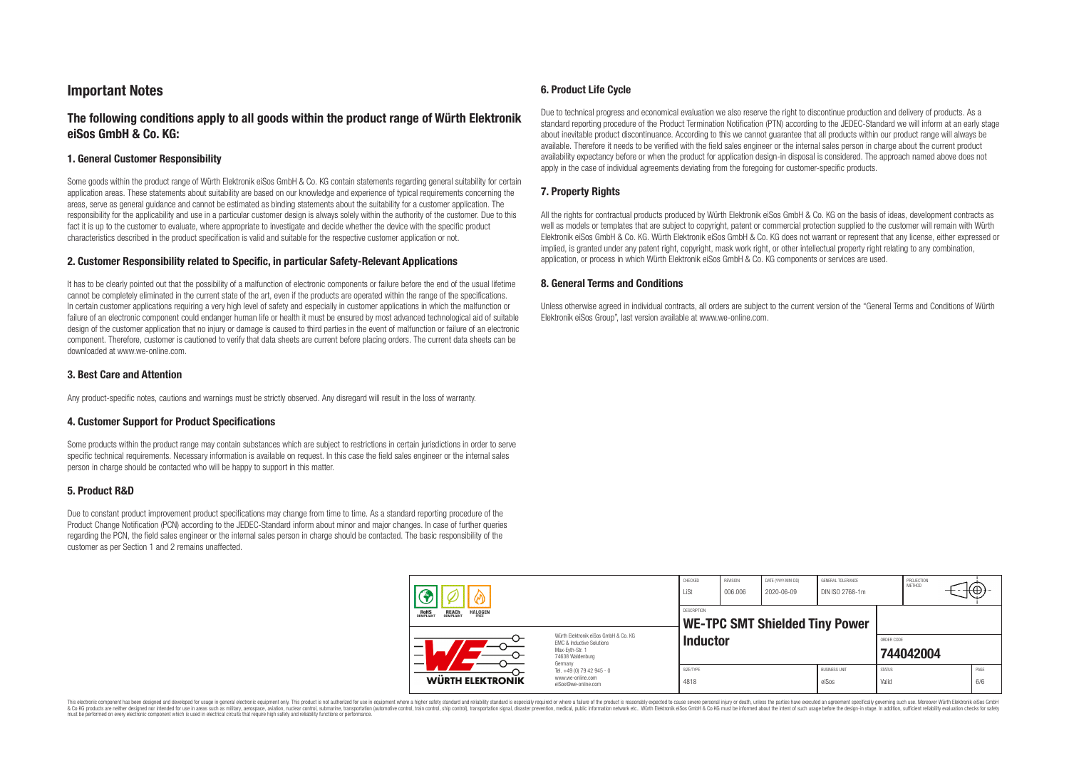# Important Notes

## The following conditions apply to all goods within the product range of Würth Elektronik eiSos GmbH & Co. KG:

### 1. General Customer Responsibility

Some goods within the product range of Würth Elektronik eiSos GmbH & Co. KG contain statements regarding general suitability for certain application areas. These statements about suitability are based on our knowledge and experience of typical requirements concerning the areas, serve as general guidance and cannot be estimated as binding statements about the suitability for a customer application. The responsibility for the applicability and use in a particular customer design is always solely within the authority of the customer. Due to this fact it is up to the customer to evaluate, where appropriate to investigate and decide whether the device with the specific product characteristics described in the product specification is valid and suitable for the respective customer application or not.

### 2. Customer Responsibility related to Specific, in particular Safety-Relevant Applications

It has to be clearly pointed out that the possibility of a malfunction of electronic components or failure before the end of the usual lifetime cannot be completely eliminated in the current state of the art, even if the products are operated within the range of the specifications. In certain customer applications requiring a very high level of safety and especially in customer applications in which the malfunction or failure of an electronic component could endanger human life or health it must be ensured by most advanced technological aid of suitable design of the customer application that no injury or damage is caused to third parties in the event of malfunction or failure of an electronic component. Therefore, customer is cautioned to verify that data sheets are current before placing orders. The current data sheets can be downloaded at www.we-online.com.

### 3. Best Care and Attention

Any product-specific notes, cautions and warnings must be strictly observed. Any disregard will result in the loss of warranty.

### 4. Customer Support for Product Specifications

Some products within the product range may contain substances which are subject to restrictions in certain jurisdictions in order to serve specific technical requirements. Necessary information is available on request. In this case the field sales engineer or the internal sales person in charge should be contacted who will be happy to support in this matter.

### 5. Product R&D

Due to constant product improvement product specifications may change from time to time. As a standard reporting procedure of the Product Change Notification (PCN) according to the JEDEC-Standard inform about minor and major changes. In case of further queries regarding the PCN, the field sales engineer or the internal sales person in charge should be contacted. The basic responsibility of the customer as per Section 1 and 2 remains unaffected.

### 6. Product Life Cycle

Due to technical progress and economical evaluation we also reserve the right to discontinue production and delivery of products. As a standard reporting procedure of the Product Termination Notification (PTN) according to the JEDEC-Standard we will inform at an early stage about inevitable product discontinuance. According to this we cannot guarantee that all products within our product range will always be available. Therefore it needs to be verified with the field sales engineer or the internal sales person in charge about the current product availability expectancy before or when the product for application design-in disposal is considered. The approach named above does not apply in the case of individual agreements deviating from the foregoing for customer-specific products.

### 7. Property Rights

All the rights for contractual products produced by Würth Elektronik eiSos GmbH & Co. KG on the basis of ideas, development contracts as well as models or templates that are subject to copyright, patent or commercial protection supplied to the customer will remain with Würth Elektronik eiSos GmbH & Co. KG. Würth Elektronik eiSos GmbH & Co. KG does not warrant or represent that any license, either expressed or implied, is granted under any patent right, copyright, mask work right, or other intellectual property right relating to any combination, application, or process in which Würth Elektronik eiSos GmbH & Co. KG components or services are used.

### 8. General Terms and Conditions

Unless otherwise agreed in individual contracts, all orders are subject to the current version of the "General Terms and Conditions of Würth Elektronik eiSos Group", last version available at www.we-online.com.

| CHECKED | REVISION | DATE (YYYY-MM-DD) | GENERAL TOLERANCE | PROJECTION METHOD |
|---|---|---|---|---|
| LiSt | 006.006 | 2020-06-09 | DIN ISO 2768-1m | |

Würth Elektronik eiSos GmbH & Co. KG
EMC & Inductive Solutions
Max-Eyth-Str. 1
74638 Waldenburg
Germany
Tel. +49 (0) 79 42 945 - 0
www.we-online.com
eiSos@we-online.com

DESCRIPTION: **WE-TPC SMT Shielded Tiny Power Inductor**

ORDER CODE: **744042004**

| SIZE/TYPE | BUSINESS UNIT | STATUS | PAGE |
|---|---|---|---|
| 4818 | eiSos | Valid | 6/6 |

This electronic component has been designed and developed for usage in general electronic equipment only. This product is not authorized for use in equipment where a higher safety standard and reliability standard is especially required or where a failure of the product is reasonably expected to cause severe personal injury or death, unless the parties have executed an agreement specifically governing such use. Moreover Würth Elektronik eiSos GmbH & Co KG products are neither designed nor intended for use in areas such as military, aerospace, aviation, nuclear control, submarine, transportation (automotive control, train control, ship control), transportation signal, disaster prevention, medical, public information network etc.. Würth Elektronik eiSos GmbH & Co KG must be informed about the intent of such usage before the design-in stage. In addition, sufficient reliability evaluation checks for safety must be performed on every electronic component which is used in electrical circuits that require high safety and reliability functions or performance.